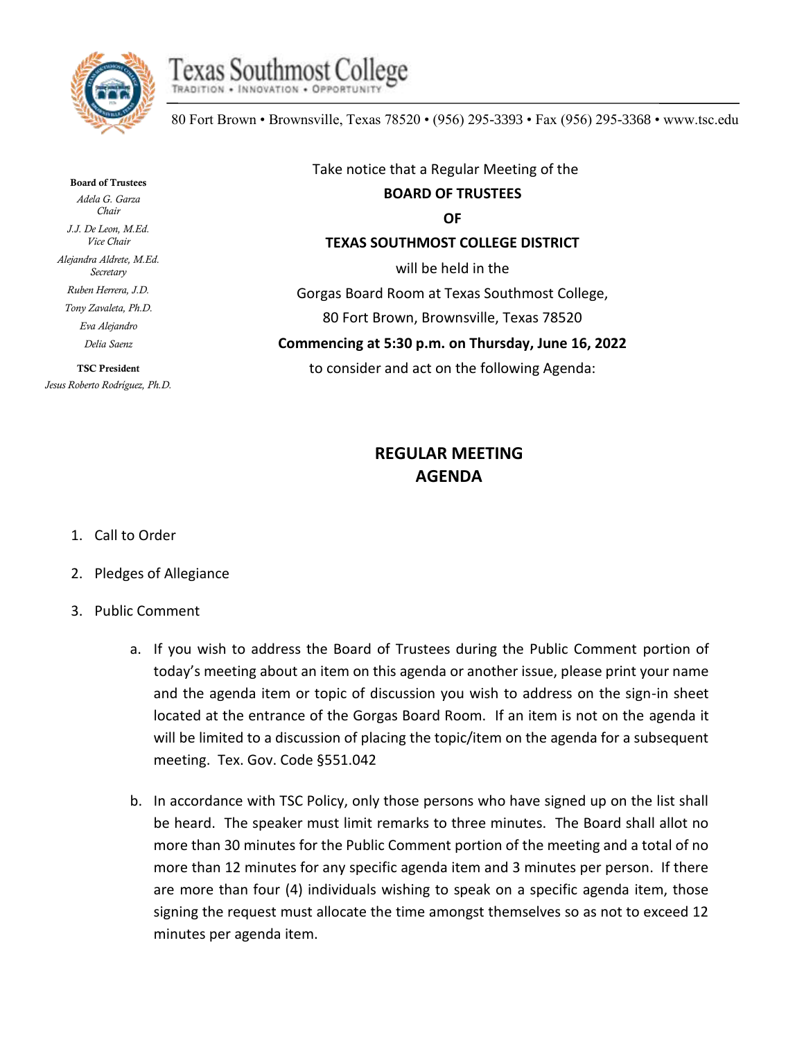# Texas Southmost College

TRADITION • INNOVATION • OPPORTUNITY

80 Fort Brown • Brownsville, Texas 78520 • (956) 295-3393 • Fax (956) 295-3368 • www.tsc.edu

**Board of Trustees**

*Adela G. Garza*
*Chair*

*J.J. De Leon, M.Ed.*
*Vice Chair*

*Alejandra Aldrete, M.Ed.*
*Secretary*

*Ruben Herrera, J.D.*

*Tony Zavaleta, Ph.D.*

*Eva Alejandro*

*Delia Saenz*

**TSC President**

*Jesus Roberto Rodríguez, Ph.D.*

Take notice that a Regular Meeting of the

**BOARD OF TRUSTEES**

**OF**

**TEXAS SOUTHMOST COLLEGE DISTRICT**

will be held in the

Gorgas Board Room at Texas Southmost College,

80 Fort Brown, Brownsville, Texas 78520

**Commencing at 5:30 p.m. on Thursday, June 16, 2022**

to consider and act on the following Agenda:

## REGULAR MEETING AGENDA

1. Call to Order
2. Pledges of Allegiance
3. Public Comment
   a. If you wish to address the Board of Trustees during the Public Comment portion of today's meeting about an item on this agenda or another issue, please print your name and the agenda item or topic of discussion you wish to address on the sign-in sheet located at the entrance of the Gorgas Board Room. If an item is not on the agenda it will be limited to a discussion of placing the topic/item on the agenda for a subsequent meeting. Tex. Gov. Code §551.042
   b. In accordance with TSC Policy, only those persons who have signed up on the list shall be heard. The speaker must limit remarks to three minutes. The Board shall allot no more than 30 minutes for the Public Comment portion of the meeting and a total of no more than 12 minutes for any specific agenda item and 3 minutes per person. If there are more than four (4) individuals wishing to speak on a specific agenda item, those signing the request must allocate the time amongst themselves so as not to exceed 12 minutes per agenda item.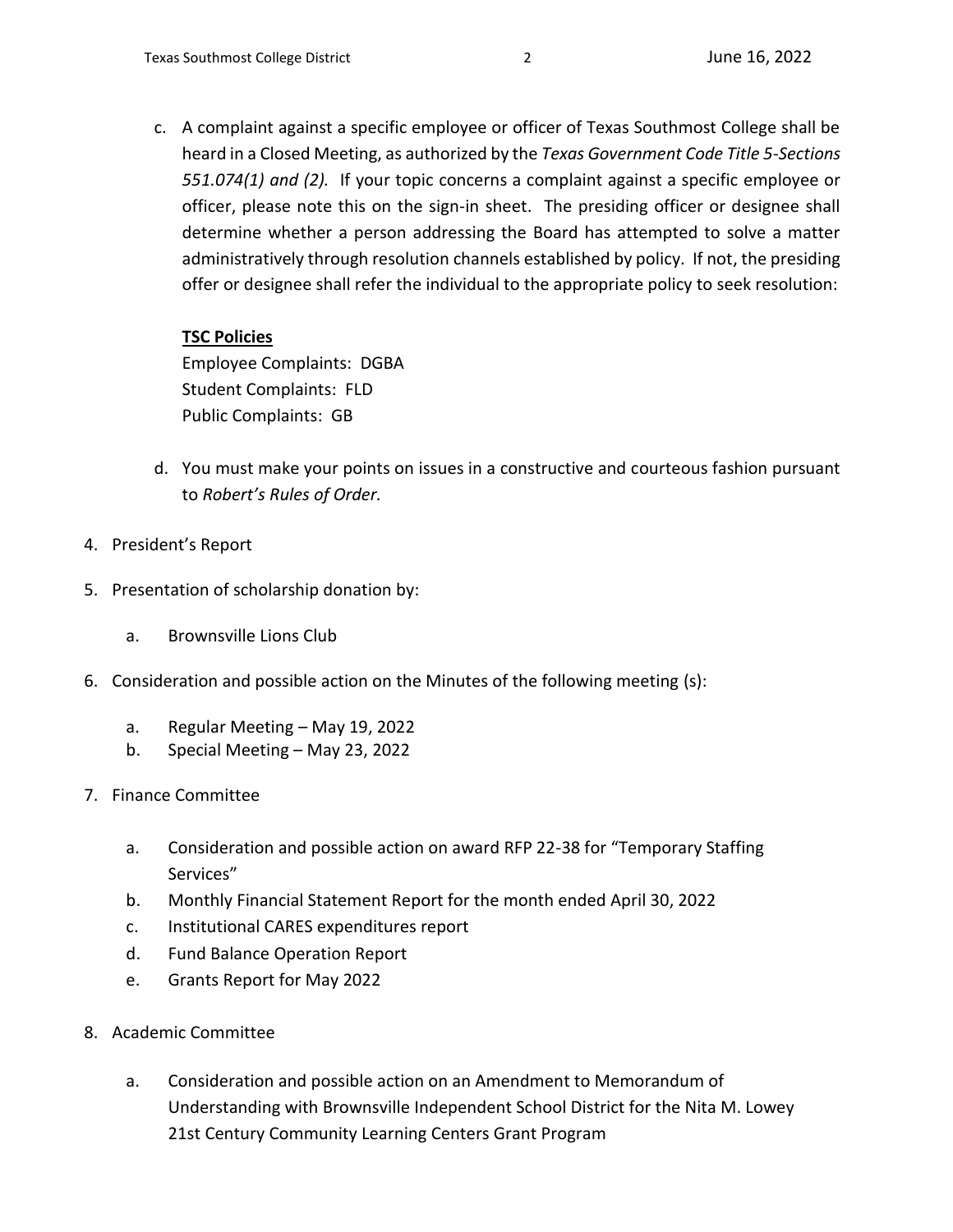c. A complaint against a specific employee or officer of Texas Southmost College shall be heard in a Closed Meeting, as authorized by the *Texas Government Code Title 5-Sections 551.074(1) and (2).* If your topic concerns a complaint against a specific employee or officer, please note this on the sign-in sheet. The presiding officer or designee shall determine whether a person addressing the Board has attempted to solve a matter administratively through resolution channels established by policy. If not, the presiding offer or designee shall refer the individual to the appropriate policy to seek resolution:

   **TSC Policies**
   Employee Complaints: DGBA
   Student Complaints: FLD
   Public Complaints: GB

d. You must make your points on issues in a constructive and courteous fashion pursuant to *Robert's Rules of Order.*

4. President's Report

5. Presentation of scholarship donation by:

   a. Brownsville Lions Club

6. Consideration and possible action on the Minutes of the following meeting (s):

   a. Regular Meeting – May 19, 2022
   b. Special Meeting – May 23, 2022

7. Finance Committee

   a. Consideration and possible action on award RFP 22-38 for "Temporary Staffing Services"
   b. Monthly Financial Statement Report for the month ended April 30, 2022
   c. Institutional CARES expenditures report
   d. Fund Balance Operation Report
   e. Grants Report for May 2022

8. Academic Committee

   a. Consideration and possible action on an Amendment to Memorandum of Understanding with Brownsville Independent School District for the Nita M. Lowey 21st Century Community Learning Centers Grant Program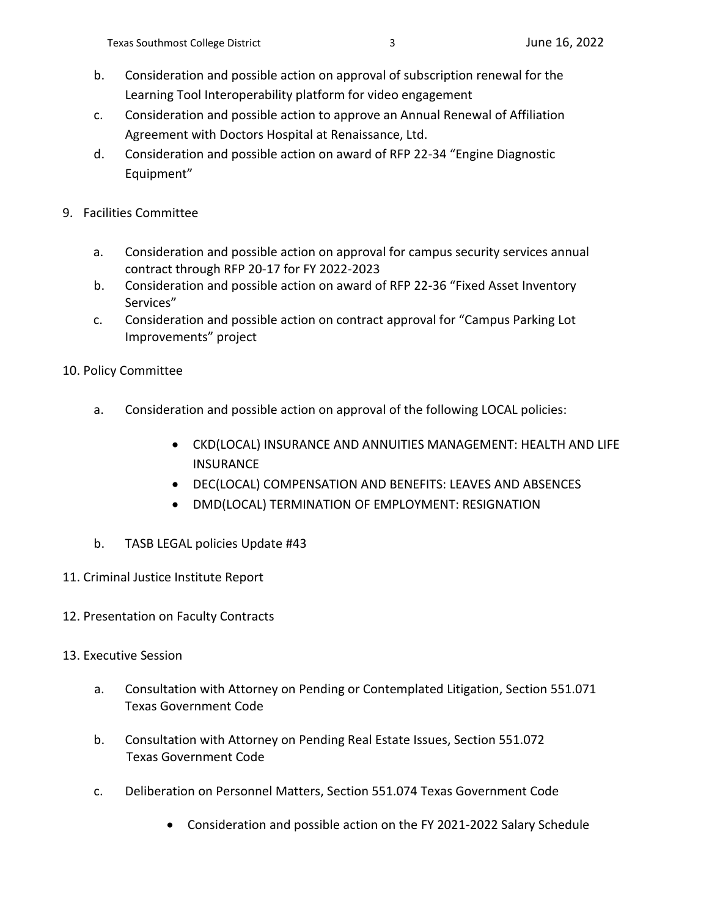b. Consideration and possible action on approval of subscription renewal for the Learning Tool Interoperability platform for video engagement

c. Consideration and possible action to approve an Annual Renewal of Affiliation Agreement with Doctors Hospital at Renaissance, Ltd.

d. Consideration and possible action on award of RFP 22-34 "Engine Diagnostic Equipment"

9. Facilities Committee

   a. Consideration and possible action on approval for campus security services annual contract through RFP 20-17 for FY 2022-2023

   b. Consideration and possible action on award of RFP 22-36 "Fixed Asset Inventory Services"

   c. Consideration and possible action on contract approval for "Campus Parking Lot Improvements" project

10. Policy Committee

    a. Consideration and possible action on approval of the following LOCAL policies:

       - CKD(LOCAL) INSURANCE AND ANNUITIES MANAGEMENT: HEALTH AND LIFE INSURANCE
       - DEC(LOCAL) COMPENSATION AND BENEFITS: LEAVES AND ABSENCES
       - DMD(LOCAL) TERMINATION OF EMPLOYMENT: RESIGNATION

    b. TASB LEGAL policies Update #43

11. Criminal Justice Institute Report

12. Presentation on Faculty Contracts

13. Executive Session

    a. Consultation with Attorney on Pending or Contemplated Litigation, Section 551.071 Texas Government Code

    b. Consultation with Attorney on Pending Real Estate Issues, Section 551.072 Texas Government Code

    c. Deliberation on Personnel Matters, Section 551.074 Texas Government Code

       - Consideration and possible action on the FY 2021-2022 Salary Schedule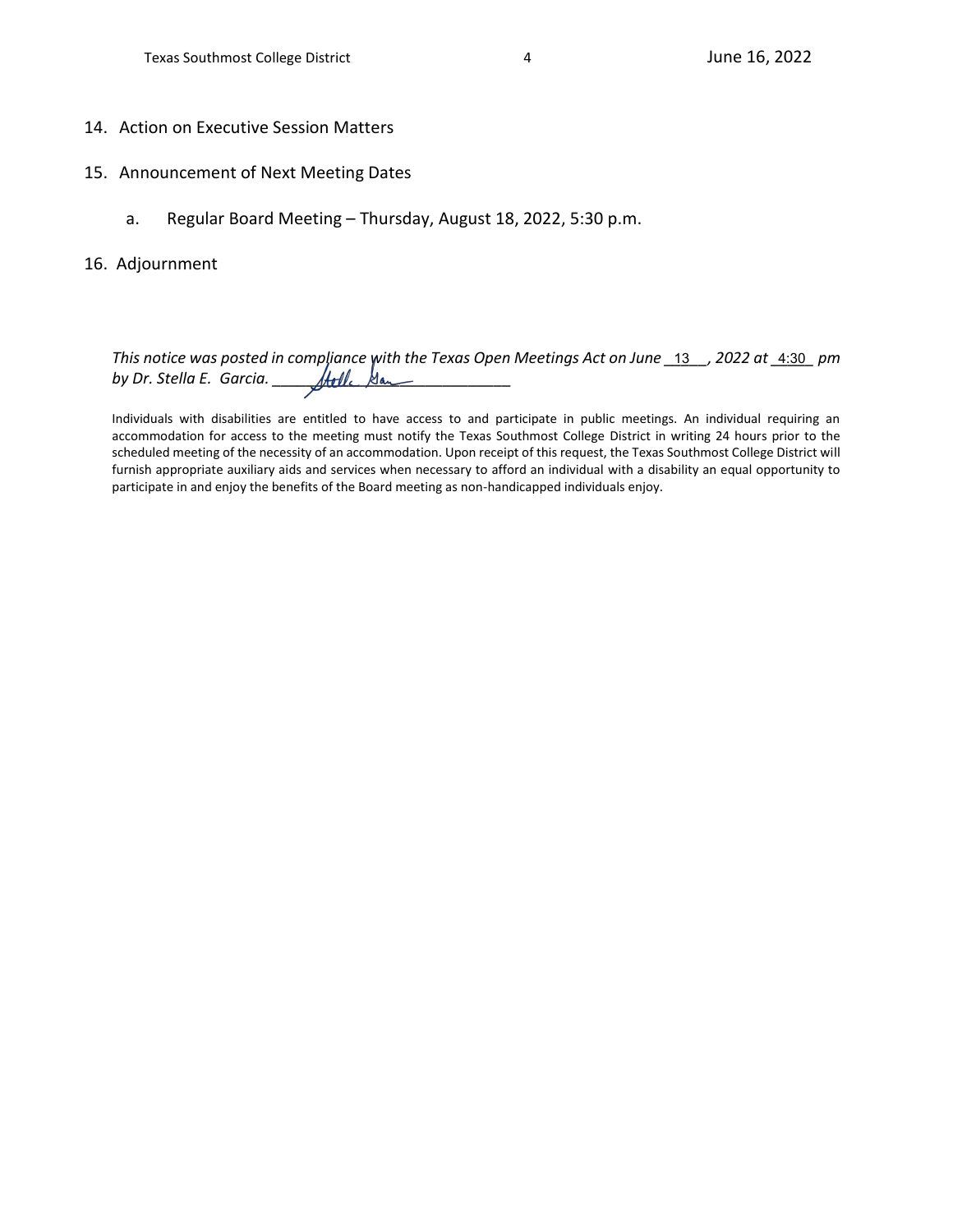14. Action on Executive Session Matters

15. Announcement of Next Meeting Dates

    a. Regular Board Meeting – Thursday, August 18, 2022, 5:30 p.m.

16. Adjournment

*This notice was posted in compliance with the Texas Open Meetings Act on June* 13 *, 2022 at* 4:30 *pm by Dr. Stella E. Garcia.* _______________________

Individuals with disabilities are entitled to have access to and participate in public meetings. An individual requiring an accommodation for access to the meeting must notify the Texas Southmost College District in writing 24 hours prior to the scheduled meeting of the necessity of an accommodation. Upon receipt of this request, the Texas Southmost College District will furnish appropriate auxiliary aids and services when necessary to afford an individual with a disability an equal opportunity to participate in and enjoy the benefits of the Board meeting as non-handicapped individuals enjoy.